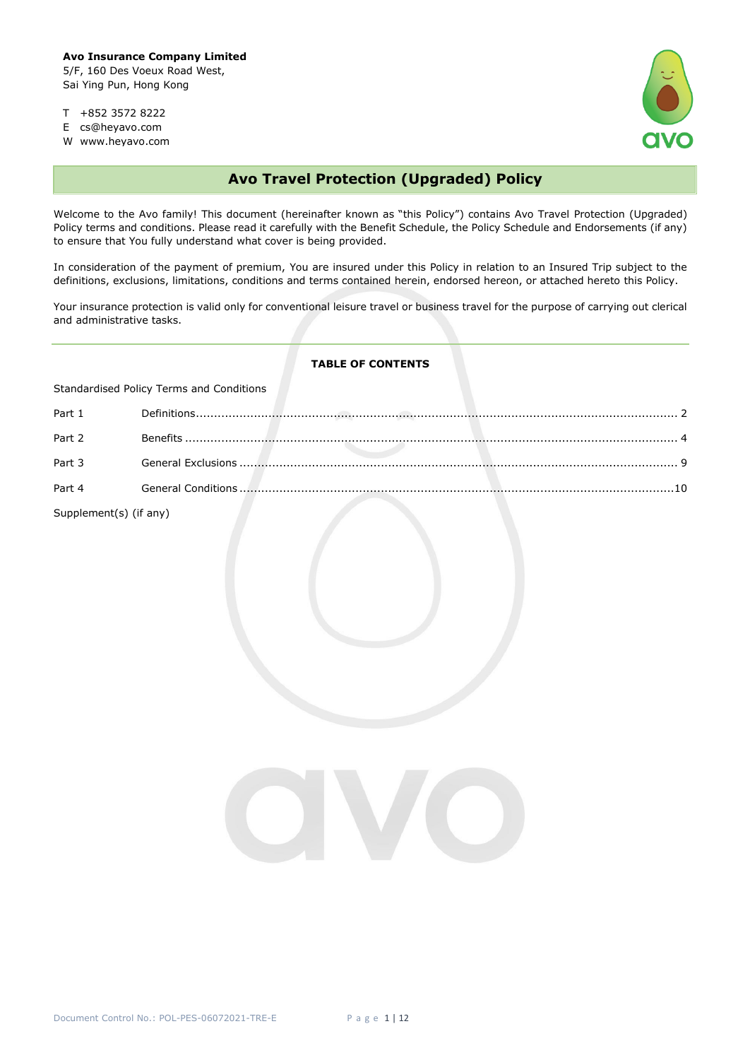**Avo Insurance Company Limited**
5/F, 160 Des Voeux Road West,
Sai Ying Pun, Hong Kong

T +852 3572 8222
E cs@heyavo.com
W www.heyavo.com

# Avo Travel Protection (Upgraded) Policy

Welcome to the Avo family! This document (hereinafter known as "this Policy") contains Avo Travel Protection (Upgraded) Policy terms and conditions. Please read it carefully with the Benefit Schedule, the Policy Schedule and Endorsements (if any) to ensure that You fully understand what cover is being provided.

In consideration of the payment of premium, You are insured under this Policy in relation to an Insured Trip subject to the definitions, exclusions, limitations, conditions and terms contained herein, endorsed hereon, or attached hereto this Policy.

Your insurance protection is valid only for conventional leisure travel or business travel for the purpose of carrying out clerical and administrative tasks.

---

**TABLE OF CONTENTS**

Standardised Policy Terms and Conditions

| | | |
|---|---|---|
| Part 1 | Definitions | 2 |
| Part 2 | Benefits | 4 |
| Part 3 | General Exclusions | 9 |
| Part 4 | General Conditions | 10 |

Supplement(s) (if any)

Document Control No.: POL-PES-06072021-TRE-E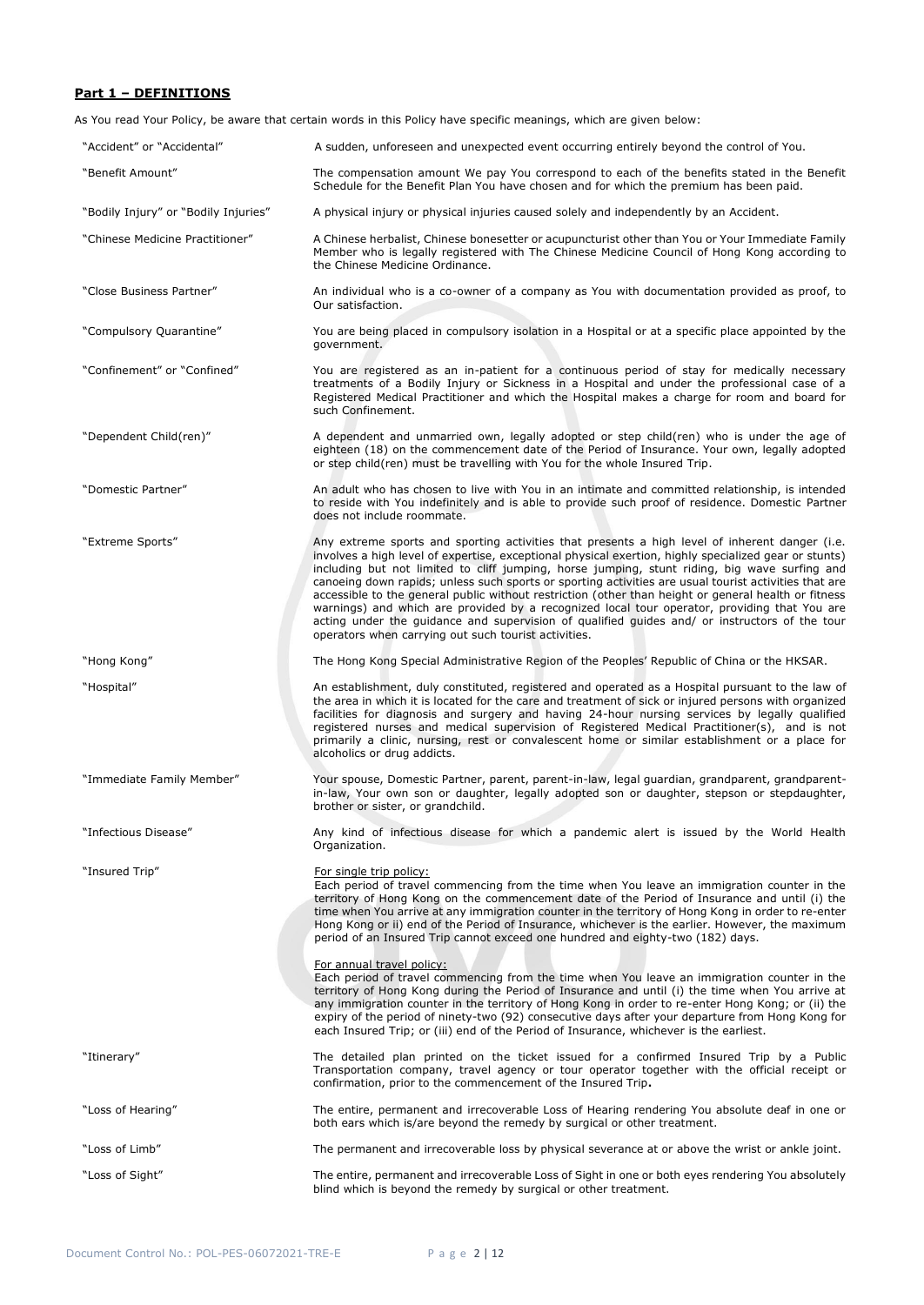## Part 1 – DEFINITIONS

As You read Your Policy, be aware that certain words in this Policy have specific meanings, which are given below:

| Term | Definition |
|---|---|
| "Accident" or "Accidental" | A sudden, unforeseen and unexpected event occurring entirely beyond the control of You. |
| "Benefit Amount" | The compensation amount We pay You correspond to each of the benefits stated in the Benefit Schedule for the Benefit Plan You have chosen and for which the premium has been paid. |
| "Bodily Injury" or "Bodily Injuries" | A physical injury or physical injuries caused solely and independently by an Accident. |
| "Chinese Medicine Practitioner" | A Chinese herbalist, Chinese bonesetter or acupuncturist other than You or Your Immediate Family Member who is legally registered with The Chinese Medicine Council of Hong Kong according to the Chinese Medicine Ordinance. |
| "Close Business Partner" | An individual who is a co-owner of a company as You with documentation provided as proof, to Our satisfaction. |
| "Compulsory Quarantine" | You are being placed in compulsory isolation in a Hospital or at a specific place appointed by the government. |
| "Confinement" or "Confined" | You are registered as an in-patient for a continuous period of stay for medically necessary treatments of a Bodily Injury or Sickness in a Hospital and under the professional case of a Registered Medical Practitioner and which the Hospital makes a charge for room and board for such Confinement. |
| "Dependent Child(ren)" | A dependent and unmarried own, legally adopted or step child(ren) who is under the age of eighteen (18) on the commencement date of the Period of Insurance. Your own, legally adopted or step child(ren) must be travelling with You for the whole Insured Trip. |
| "Domestic Partner" | An adult who has chosen to live with You in an intimate and committed relationship, is intended to reside with You indefinitely and is able to provide such proof of residence. Domestic Partner does not include roommate. |
| "Extreme Sports" | Any extreme sports and sporting activities that presents a high level of inherent danger (i.e. involves a high level of expertise, exceptional physical exertion, highly specialized gear or stunts) including but not limited to cliff jumping, horse jumping, stunt riding, big wave surfing and canoeing down rapids; unless such sports or sporting activities are usual tourist activities that are accessible to the general public without restriction (other than height or general health or fitness warnings) and which are provided by a recognized local tour operator, providing that You are acting under the guidance and supervision of qualified guides and/ or instructors of the tour operators when carrying out such tourist activities. |
| "Hong Kong" | The Hong Kong Special Administrative Region of the Peoples' Republic of China or the HKSAR. |
| "Hospital" | An establishment, duly constituted, registered and operated as a Hospital pursuant to the law of the area in which it is located for the care and treatment of sick or injured persons with organized facilities for diagnosis and surgery and having 24-hour nursing services by legally qualified registered nurses and medical supervision of Registered Medical Practitioner(s), and is not primarily a clinic, nursing, rest or convalescent home or similar establishment or a place for alcoholics or drug addicts. |
| "Immediate Family Member" | Your spouse, Domestic Partner, parent, parent-in-law, legal guardian, grandparent, grandparent-in-law, Your own son or daughter, legally adopted son or daughter, stepson or stepdaughter, brother or sister, or grandchild. |
| "Infectious Disease" | Any kind of infectious disease for which a pandemic alert is issued by the World Health Organization. |
| "Insured Trip" | For single trip policy: Each period of travel commencing from the time when You leave an immigration counter in the territory of Hong Kong on the commencement date of the Period of Insurance and until (i) the time when You arrive at any immigration counter in the territory of Hong Kong in order to re-enter Hong Kong or ii) end of the Period of Insurance, whichever is the earlier. However, the maximum period of an Insured Trip cannot exceed one hundred and eighty-two (182) days.<br><br>For annual travel policy: Each period of travel commencing from the time when You leave an immigration counter in the territory of Hong Kong during the Period of Insurance and until (i) the time when You arrive at any immigration counter in the territory of Hong Kong in order to re-enter Hong Kong; or (ii) the expiry of the period of ninety-two (92) consecutive days after your departure from Hong Kong for each Insured Trip; or (iii) end of the Period of Insurance, whichever is the earliest. |
| "Itinerary" | The detailed plan printed on the ticket issued for a confirmed Insured Trip by a Public Transportation company, travel agency or tour operator together with the official receipt or confirmation, prior to the commencement of the Insured Trip**.** |
| "Loss of Hearing" | The entire, permanent and irrecoverable Loss of Hearing rendering You absolute deaf in one or both ears which is/are beyond the remedy by surgical or other treatment. |
| "Loss of Limb" | The permanent and irrecoverable loss by physical severance at or above the wrist or ankle joint. |
| "Loss of Sight" | The entire, permanent and irrecoverable Loss of Sight in one or both eyes rendering You absolutely blind which is beyond the remedy by surgical or other treatment. |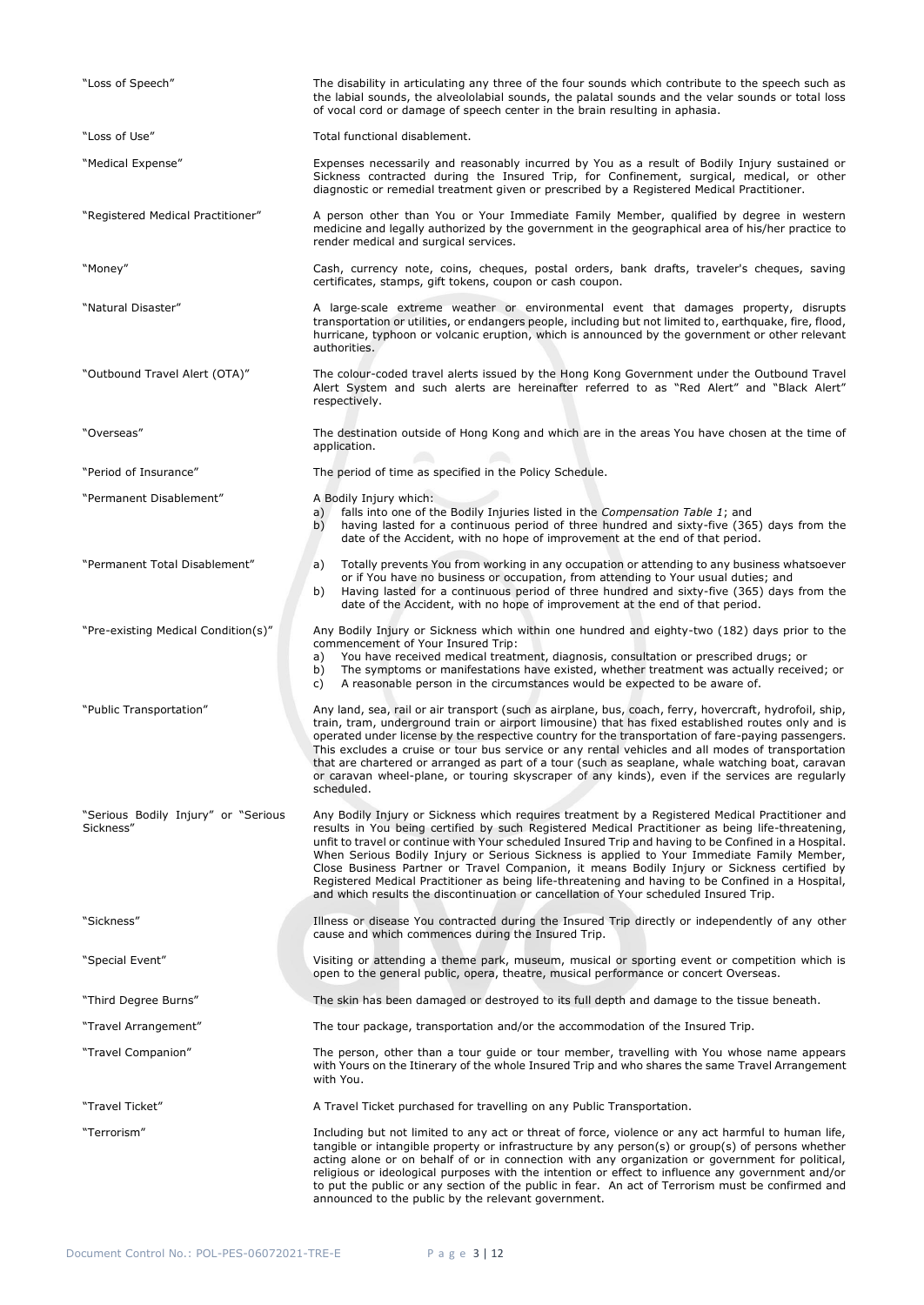| | |
|---|---|
| "Loss of Speech" | The disability in articulating any three of the four sounds which contribute to the speech such as the labial sounds, the alveololabial sounds, the palatal sounds and the velar sounds or total loss of vocal cord or damage of speech center in the brain resulting in aphasia. |
| "Loss of Use" | Total functional disablement. |
| "Medical Expense" | Expenses necessarily and reasonably incurred by You as a result of Bodily Injury sustained or Sickness contracted during the Insured Trip, for Confinement, surgical, medical, or other diagnostic or remedial treatment given or prescribed by a Registered Medical Practitioner. |
| "Registered Medical Practitioner" | A person other than You or Your Immediate Family Member, qualified by degree in western medicine and legally authorized by the government in the geographical area of his/her practice to render medical and surgical services. |
| "Money" | Cash, currency note, coins, cheques, postal orders, bank drafts, traveler's cheques, saving certificates, stamps, gift tokens, coupon or cash coupon. |
| "Natural Disaster" | A large-scale extreme weather or environmental event that damages property, disrupts transportation or utilities, or endangers people, including but not limited to, earthquake, fire, flood, hurricane, typhoon or volcanic eruption, which is announced by the government or other relevant authorities. |
| "Outbound Travel Alert (OTA)" | The colour-coded travel alerts issued by the Hong Kong Government under the Outbound Travel Alert System and such alerts are hereinafter referred to as "Red Alert" and "Black Alert" respectively. |
| "Overseas" | The destination outside of Hong Kong and which are in the areas You have chosen at the time of application. |
| "Period of Insurance" | The period of time as specified in the Policy Schedule. |
| "Permanent Disablement" | A Bodily Injury which:<br>a) falls into one of the Bodily Injuries listed in the *Compensation Table 1*; and<br>b) having lasted for a continuous period of three hundred and sixty-five (365) days from the date of the Accident, with no hope of improvement at the end of that period. |
| "Permanent Total Disablement" | a) Totally prevents You from working in any occupation or attending to any business whatsoever or if You have no business or occupation, from attending to Your usual duties; and<br>b) Having lasted for a continuous period of three hundred and sixty-five (365) days from the date of the Accident, with no hope of improvement at the end of that period. |
| "Pre-existing Medical Condition(s)" | Any Bodily Injury or Sickness which within one hundred and eighty-two (182) days prior to the commencement of Your Insured Trip:<br>a) You have received medical treatment, diagnosis, consultation or prescribed drugs; or<br>b) The symptoms or manifestations have existed, whether treatment was actually received; or<br>c) A reasonable person in the circumstances would be expected to be aware of. |
| "Public Transportation" | Any land, sea, rail or air transport (such as airplane, bus, coach, ferry, hovercraft, hydrofoil, ship, train, tram, underground train or airport limousine) that has fixed established routes only and is operated under license by the respective country for the transportation of fare-paying passengers. This excludes a cruise or tour bus service or any rental vehicles and all modes of transportation that are chartered or arranged as part of a tour (such as seaplane, whale watching boat, caravan or caravan wheel-plane, or touring skyscraper of any kinds), even if the services are regularly scheduled. |
| "Serious Bodily Injury" or "Serious Sickness" | Any Bodily Injury or Sickness which requires treatment by a Registered Medical Practitioner and results in You being certified by such Registered Medical Practitioner as being life-threatening, unfit to travel or continue with Your scheduled Insured Trip and having to be Confined in a Hospital. When Serious Bodily Injury or Serious Sickness is applied to Your Immediate Family Member, Close Business Partner or Travel Companion, it means Bodily Injury or Sickness certified by Registered Medical Practitioner as being life-threatening and having to be Confined in a Hospital, and which results the discontinuation or cancellation of Your scheduled Insured Trip. |
| "Sickness" | Illness or disease You contracted during the Insured Trip directly or independently of any other cause and which commences during the Insured Trip. |
| "Special Event" | Visiting or attending a theme park, museum, musical or sporting event or competition which is open to the general public, opera, theatre, musical performance or concert Overseas. |
| "Third Degree Burns" | The skin has been damaged or destroyed to its full depth and damage to the tissue beneath. |
| "Travel Arrangement" | The tour package, transportation and/or the accommodation of the Insured Trip. |
| "Travel Companion" | The person, other than a tour guide or tour member, travelling with You whose name appears with Yours on the Itinerary of the whole Insured Trip and who shares the same Travel Arrangement with You. |
| "Travel Ticket" | A Travel Ticket purchased for travelling on any Public Transportation. |
| "Terrorism" | Including but not limited to any act or threat of force, violence or any act harmful to human life, tangible or intangible property or infrastructure by any person(s) or group(s) of persons whether acting alone or on behalf of or in connection with any organization or government for political, religious or ideological purposes with the intention or effect to influence any government and/or to put the public or any section of the public in fear. An act of Terrorism must be confirmed and announced to the public by the relevant government. |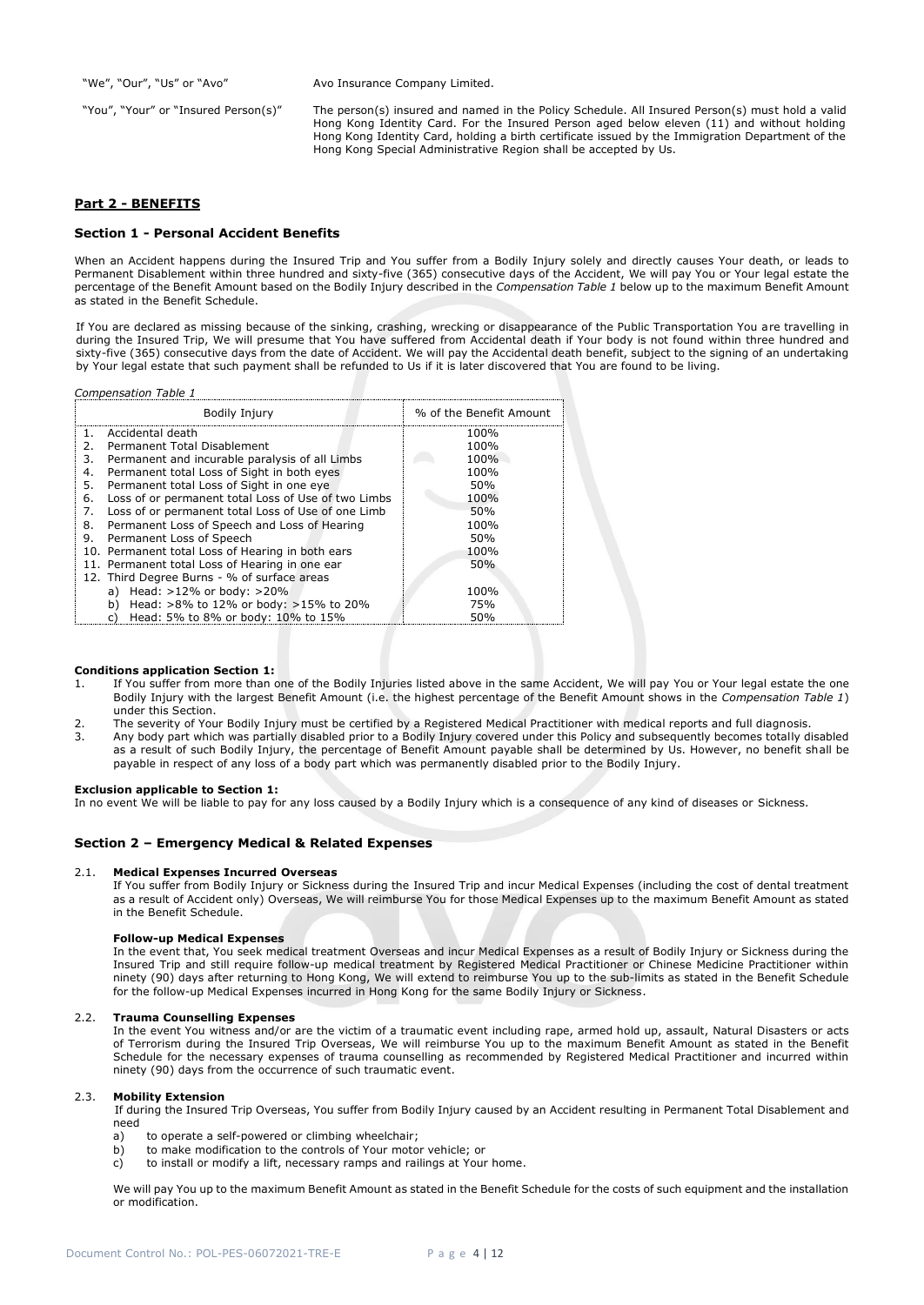| | |
|---|---|
| "We", "Our", "Us" or "Avo" | Avo Insurance Company Limited. |
| "You", "Your" or "Insured Person(s)" | The person(s) insured and named in the Policy Schedule. All Insured Person(s) must hold a valid Hong Kong Identity Card. For the Insured Person aged below eleven (11) and without holding Hong Kong Identity Card, holding a birth certificate issued by the Immigration Department of the Hong Kong Special Administrative Region shall be accepted by Us. |

## Part 2 - BENEFITS

### Section 1 - Personal Accident Benefits

When an Accident happens during the Insured Trip and You suffer from a Bodily Injury solely and directly causes Your death, or leads to Permanent Disablement within three hundred and sixty-five (365) consecutive days of the Accident, We will pay You or Your legal estate the percentage of the Benefit Amount based on the Bodily Injury described in the *Compensation Table 1* below up to the maximum Benefit Amount as stated in the Benefit Schedule.

If You are declared as missing because of the sinking, crashing, wrecking or disappearance of the Public Transportation You are travelling in during the Insured Trip, We will presume that You have suffered from Accidental death if Your body is not found within three hundred and sixty-five (365) consecutive days from the date of Accident. We will pay the Accidental death benefit, subject to the signing of an undertaking by Your legal estate that such payment shall be refunded to Us if it is later discovered that You are found to be living.

*Compensation Table 1*

| Bodily Injury | % of the Benefit Amount |
|---|---|
| 1. Accidental death | 100% |
| 2. Permanent Total Disablement | 100% |
| 3. Permanent and incurable paralysis of all Limbs | 100% |
| 4. Permanent total Loss of Sight in both eyes | 100% |
| 5. Permanent total Loss of Sight in one eye | 50% |
| 6. Loss of or permanent total Loss of Use of two Limbs | 100% |
| 7. Loss of or permanent total Loss of Use of one Limb | 50% |
| 8. Permanent Loss of Speech and Loss of Hearing | 100% |
| 9. Permanent Loss of Speech | 50% |
| 10. Permanent total Loss of Hearing in both ears | 100% |
| 11. Permanent total Loss of Hearing in one ear | 50% |
| 12. Third Degree Burns - % of surface areas | |
| a) Head: >12% or body: >20% | 100% |
| b) Head: >8% to 12% or body: >15% to 20% | 75% |
| c) Head: 5% to 8% or body: 10% to 15% | 50% |

**Conditions application Section 1:**

1. If You suffer from more than one of the Bodily Injuries listed above in the same Accident, We will pay You or Your legal estate the one Bodily Injury with the largest Benefit Amount (i.e. the highest percentage of the Benefit Amount shows in the *Compensation Table 1*) under this Section.
2. The severity of Your Bodily Injury must be certified by a Registered Medical Practitioner with medical reports and full diagnosis.
3. Any body part which was partially disabled prior to a Bodily Injury covered under this Policy and subsequently becomes totally disabled as a result of such Bodily Injury, the percentage of Benefit Amount payable shall be determined by Us. However, no benefit shall be payable in respect of any loss of a body part which was permanently disabled prior to the Bodily Injury.

**Exclusion applicable to Section 1:**

In no event We will be liable to pay for any loss caused by a Bodily Injury which is a consequence of any kind of diseases or Sickness.

### Section 2 – Emergency Medical & Related Expenses

2.1. **Medical Expenses Incurred Overseas**

If You suffer from Bodily Injury or Sickness during the Insured Trip and incur Medical Expenses (including the cost of dental treatment as a result of Accident only) Overseas, We will reimburse You for those Medical Expenses up to the maximum Benefit Amount as stated in the Benefit Schedule.

**Follow-up Medical Expenses**

In the event that, You seek medical treatment Overseas and incur Medical Expenses as a result of Bodily Injury or Sickness during the Insured Trip and still require follow-up medical treatment by Registered Medical Practitioner or Chinese Medicine Practitioner within ninety (90) days after returning to Hong Kong, We will extend to reimburse You up to the sub-limits as stated in the Benefit Schedule for the follow-up Medical Expenses incurred in Hong Kong for the same Bodily Injury or Sickness.

2.2. **Trauma Counselling Expenses**

In the event You witness and/or are the victim of a traumatic event including rape, armed hold up, assault, Natural Disasters or acts of Terrorism during the Insured Trip Overseas, We will reimburse You up to the maximum Benefit Amount as stated in the Benefit Schedule for the necessary expenses of trauma counselling as recommended by Registered Medical Practitioner and incurred within ninety (90) days from the occurrence of such traumatic event.

2.3. **Mobility Extension**

If during the Insured Trip Overseas, You suffer from Bodily Injury caused by an Accident resulting in Permanent Total Disablement and need

a) to operate a self-powered or climbing wheelchair;
b) to make modification to the controls of Your motor vehicle; or
c) to install or modify a lift, necessary ramps and railings at Your home.

We will pay You up to the maximum Benefit Amount as stated in the Benefit Schedule for the costs of such equipment and the installation or modification.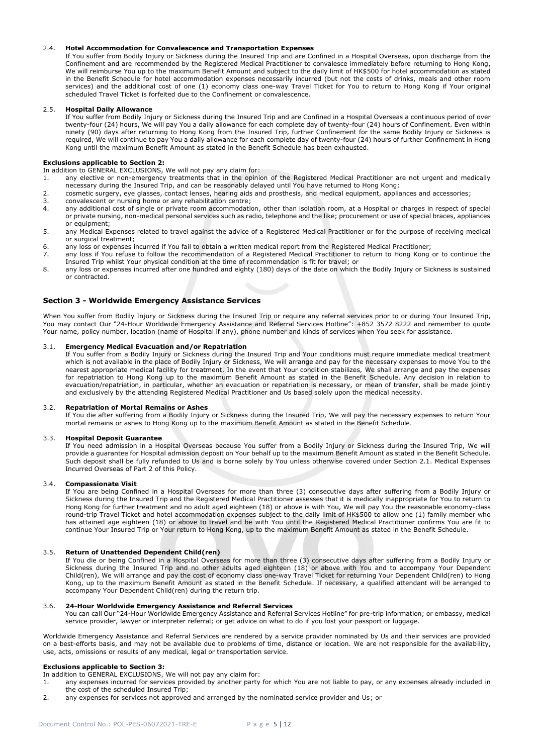2.4. **Hotel Accommodation for Convalescence and Transportation Expenses**

If You suffer from Bodily Injury or Sickness during the Insured Trip and are Confined in a Hospital Overseas, upon discharge from the Confinement and are recommended by the Registered Medical Practitioner to convalesce immediately before returning to Hong Kong, We will reimburse You up to the maximum Benefit Amount and subject to the daily limit of HK$500 for hotel accommodation as stated in the Benefit Schedule for hotel accommodation expenses necessarily incurred (but not the costs of drinks, meals and other room services) and the additional cost of one (1) economy class one-way Travel Ticket for You to return to Hong Kong if Your original scheduled Travel Ticket is forfeited due to the Confinement or convalescence.

2.5. **Hospital Daily Allowance**

If You suffer from Bodily Injury or Sickness during the Insured Trip and are Confined in a Hospital Overseas a continuous period of over twenty-four (24) hours, We will pay You a daily allowance for each complete day of twenty-four (24) hours of Confinement. Even within ninety (90) days after returning to Hong Kong from the Insured Trip, further Confinement for the same Bodily Injury or Sickness is required, We will continue to pay You a daily allowance for each complete day of twenty-four (24) hours of further Confinement in Hong Kong until the maximum Benefit Amount as stated in the Benefit Schedule has been exhausted.

**Exclusions applicable to Section 2:**

In addition to GENERAL EXCLUSIONS, We will not pay any claim for:

1. any elective or non-emergency treatments that in the opinion of the Registered Medical Practitioner are not urgent and medically necessary during the Insured Trip, and can be reasonably delayed until You have returned to Hong Kong;
2. cosmetic surgery, eye glasses, contact lenses, hearing aids and prosthesis, and medical equipment, appliances and accessories;
3. convalescent or nursing home or any rehabilitation centre;
4. any additional cost of single or private room accommodation, other than isolation room, at a Hospital or charges in respect of special or private nursing, non-medical personal services such as radio, telephone and the like; procurement or use of special braces, appliances or equipment;
5. any Medical Expenses related to travel against the advice of a Registered Medical Practitioner or for the purpose of receiving medical or surgical treatment;
6. any loss or expenses incurred if You fail to obtain a written medical report from the Registered Medical Practitioner;
7. any loss if You refuse to follow the recommendation of a Registered Medical Practitioner to return to Hong Kong or to continue the Insured Trip whilst Your physical condition at the time of recommendation is fit for travel; or
8. any loss or expenses incurred after one hundred and eighty (180) days of the date on which the Bodily Injury or Sickness is sustained or contracted.

## Section 3 - Worldwide Emergency Assistance Services

When You suffer from Bodily Injury or Sickness during the Insured Trip or require any referral services prior to or during Your Insured Trip, You may contact Our "24-Hour Worldwide Emergency Assistance and Referral Services Hotline": +852 3572 8222 and remember to quote Your name, policy number, location (name of Hospital if any), phone number and kinds of services when You seek for assistance.

3.1. **Emergency Medical Evacuation and/or Repatriation**

If You suffer from a Bodily Injury or Sickness during the Insured Trip and Your conditions must require immediate medical treatment which is not available in the place of Bodily Injury or Sickness, We will arrange and pay for the necessary expenses to move You to the nearest appropriate medical facility for treatment. In the event that Your condition stabilizes, We shall arrange and pay the expenses for repatriation to Hong Kong up to the maximum Benefit Amount as stated in the Benefit Schedule. Any decision in relation to evacuation/repatriation, in particular, whether an evacuation or repatriation is necessary, or mean of transfer, shall be made jointly and exclusively by the attending Registered Medical Practitioner and Us based solely upon the medical necessity.

3.2. **Repatriation of Mortal Remains or Ashes**

If You die after suffering from a Bodily Injury or Sickness during the Insured Trip, We will pay the necessary expenses to return Your mortal remains or ashes to Hong Kong up to the maximum Benefit Amount as stated in the Benefit Schedule.

3.3. **Hospital Deposit Guarantee**

If You need admission in a Hospital Overseas because You suffer from a Bodily Injury or Sickness during the Insured Trip, We will provide a guarantee for Hospital admission deposit on Your behalf up to the maximum Benefit Amount as stated in the Benefit Schedule. Such deposit shall be fully refunded to Us and is borne solely by You unless otherwise covered under Section 2.1. Medical Expenses Incurred Overseas of Part 2 of this Policy.

3.4. **Compassionate Visit**

If You are being Confined in a Hospital Overseas for more than three (3) consecutive days after suffering from a Bodily Injury or Sickness during the Insured Trip and the Registered Medical Practitioner assesses that it is medically inappropriate for You to return to Hong Kong for further treatment and no adult aged eighteen (18) or above is with You, We will pay You the reasonable economy-class round-trip Travel Ticket and hotel accommodation expenses subject to the daily limit of HK$500 to allow one (1) family member who has attained age eighteen (18) or above to travel and be with You until the Registered Medical Practitioner confirms You are fit to continue Your Insured Trip or Your return to Hong Kong, up to the maximum Benefit Amount as stated in the Benefit Schedule.

3.5. **Return of Unattended Dependent Child(ren)**

If You die or being Confined in a Hospital Overseas for more than three (3) consecutive days after suffering from a Bodily Injury or Sickness during the Insured Trip and no other adults aged eighteen (18) or above with You and to accompany Your Dependent Child(ren), We will arrange and pay the cost of economy class one-way Travel Ticket for returning Your Dependent Child(ren) to Hong Kong, up to the maximum Benefit Amount as stated in the Benefit Schedule. If necessary, a qualified attendant will be arranged to accompany Your Dependent Child(ren) during the return trip.

3.6. **24-Hour Worldwide Emergency Assistance and Referral Services**

You can call Our "24-Hour Worldwide Emergency Assistance and Referral Services Hotline" for pre-trip information; or embassy, medical service provider, lawyer or interpreter referral; or get advice on what to do if you lost your passport or luggage.

Worldwide Emergency Assistance and Referral Services are rendered by a service provider nominated by Us and their services are provided on a best-efforts basis, and may not be available due to problems of time, distance or location. We are not responsible for the availability, use, acts, omissions or results of any medical, legal or transportation service.

**Exclusions applicable to Section 3:**

In addition to GENERAL EXCLUSIONS, We will not pay any claim for:

1. any expenses incurred for services provided by another party for which You are not liable to pay, or any expenses already included in the cost of the scheduled Insured Trip;
2. any expenses for services not approved and arranged by the nominated service provider and Us; or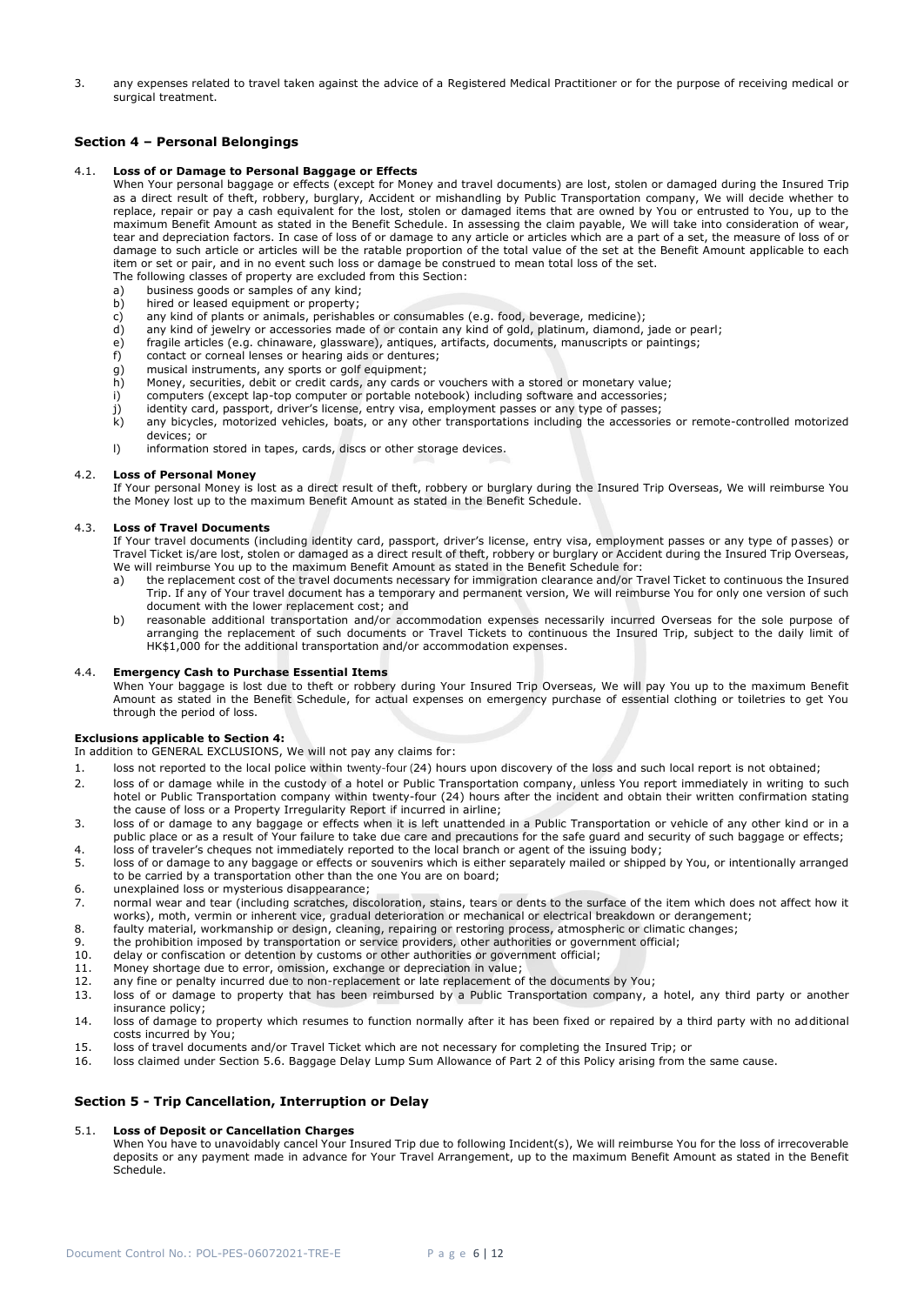3. any expenses related to travel taken against the advice of a Registered Medical Practitioner or for the purpose of receiving medical or surgical treatment.

## Section 4 – Personal Belongings

### 4.1. Loss of or Damage to Personal Baggage or Effects

When Your personal baggage or effects (except for Money and travel documents) are lost, stolen or damaged during the Insured Trip as a direct result of theft, robbery, burglary, Accident or mishandling by Public Transportation company, We will decide whether to replace, repair or pay a cash equivalent for the lost, stolen or damaged items that are owned by You or entrusted to You, up to the maximum Benefit Amount as stated in the Benefit Schedule. In assessing the claim payable, We will take into consideration of wear, tear and depreciation factors. In case of loss of or damage to any article or articles which are a part of a set, the measure of loss of or damage to such article or articles will be the ratable proportion of the total value of the set at the Benefit Amount applicable to each item or set or pair, and in no event such loss or damage be construed to mean total loss of the set.

The following classes of property are excluded from this Section:

a) business goods or samples of any kind;
b) hired or leased equipment or property;
c) any kind of plants or animals, perishables or consumables (e.g. food, beverage, medicine);
d) any kind of jewelry or accessories made of or contain any kind of gold, platinum, diamond, jade or pearl;
e) fragile articles (e.g. chinaware, glassware), antiques, artifacts, documents, manuscripts or paintings;
f) contact or corneal lenses or hearing aids or dentures;
g) musical instruments, any sports or golf equipment;
h) Money, securities, debit or credit cards, any cards or vouchers with a stored or monetary value;
i) computers (except lap-top computer or portable notebook) including software and accessories;
j) identity card, passport, driver's license, entry visa, employment passes or any type of passes;
k) any bicycles, motorized vehicles, boats, or any other transportations including the accessories or remote-controlled motorized devices; or
l) information stored in tapes, cards, discs or other storage devices.

### 4.2. Loss of Personal Money

If Your personal Money is lost as a direct result of theft, robbery or burglary during the Insured Trip Overseas, We will reimburse You the Money lost up to the maximum Benefit Amount as stated in the Benefit Schedule.

### 4.3. Loss of Travel Documents

If Your travel documents (including identity card, passport, driver's license, entry visa, employment passes or any type of passes) or Travel Ticket is/are lost, stolen or damaged as a direct result of theft, robbery or burglary or Accident during the Insured Trip Overseas, We will reimburse You up to the maximum Benefit Amount as stated in the Benefit Schedule for:

a) the replacement cost of the travel documents necessary for immigration clearance and/or Travel Ticket to continuous the Insured Trip. If any of Your travel document has a temporary and permanent version, We will reimburse You for only one version of such document with the lower replacement cost; and
b) reasonable additional transportation and/or accommodation expenses necessarily incurred Overseas for the sole purpose of arranging the replacement of such documents or Travel Tickets to continuous the Insured Trip, subject to the daily limit of HK$1,000 for the additional transportation and/or accommodation expenses.

### 4.4. Emergency Cash to Purchase Essential Items

When Your baggage is lost due to theft or robbery during Your Insured Trip Overseas, We will pay You up to the maximum Benefit Amount as stated in the Benefit Schedule, for actual expenses on emergency purchase of essential clothing or toiletries to get You through the period of loss.

### Exclusions applicable to Section 4:

In addition to GENERAL EXCLUSIONS, We will not pay any claims for:

1. loss not reported to the local police within twenty-four (24) hours upon discovery of the loss and such local report is not obtained;
2. loss of or damage while in the custody of a hotel or Public Transportation company, unless You report immediately in writing to such hotel or Public Transportation company within twenty-four (24) hours after the incident and obtain their written confirmation stating the cause of loss or a Property Irregularity Report if incurred in airline;
3. loss of or damage to any baggage or effects when it is left unattended in a Public Transportation or vehicle of any other kind or in a public place or as a result of Your failure to take due care and precautions for the safe guard and security of such baggage or effects;
4. loss of traveler's cheques not immediately reported to the local branch or agent of the issuing body;
5. loss of or damage to any baggage or effects or souvenirs which is either separately mailed or shipped by You, or intentionally arranged to be carried by a transportation other than the one You are on board;
6. unexplained loss or mysterious disappearance;
7. normal wear and tear (including scratches, discoloration, stains, tears or dents to the surface of the item which does not affect how it works), moth, vermin or inherent vice, gradual deterioration or mechanical or electrical breakdown or derangement;
8. faulty material, workmanship or design, cleaning, repairing or restoring process, atmospheric or climatic changes;
9. the prohibition imposed by transportation or service providers, other authorities or government official;
10. delay or confiscation or detention by customs or other authorities or government official;
11. Money shortage due to error, omission, exchange or depreciation in value;
12. any fine or penalty incurred due to non-replacement or late replacement of the documents by You;
13. loss of or damage to property that has been reimbursed by a Public Transportation company, a hotel, any third party or another insurance policy;
14. loss of damage to property which resumes to function normally after it has been fixed or repaired by a third party with no additional costs incurred by You;
15. loss of travel documents and/or Travel Ticket which are not necessary for completing the Insured Trip; or
16. loss claimed under Section 5.6. Baggage Delay Lump Sum Allowance of Part 2 of this Policy arising from the same cause.

## Section 5 - Trip Cancellation, Interruption or Delay

### 5.1. Loss of Deposit or Cancellation Charges

When You have to unavoidably cancel Your Insured Trip due to following Incident(s), We will reimburse You for the loss of irrecoverable deposits or any payment made in advance for Your Travel Arrangement, up to the maximum Benefit Amount as stated in the Benefit Schedule.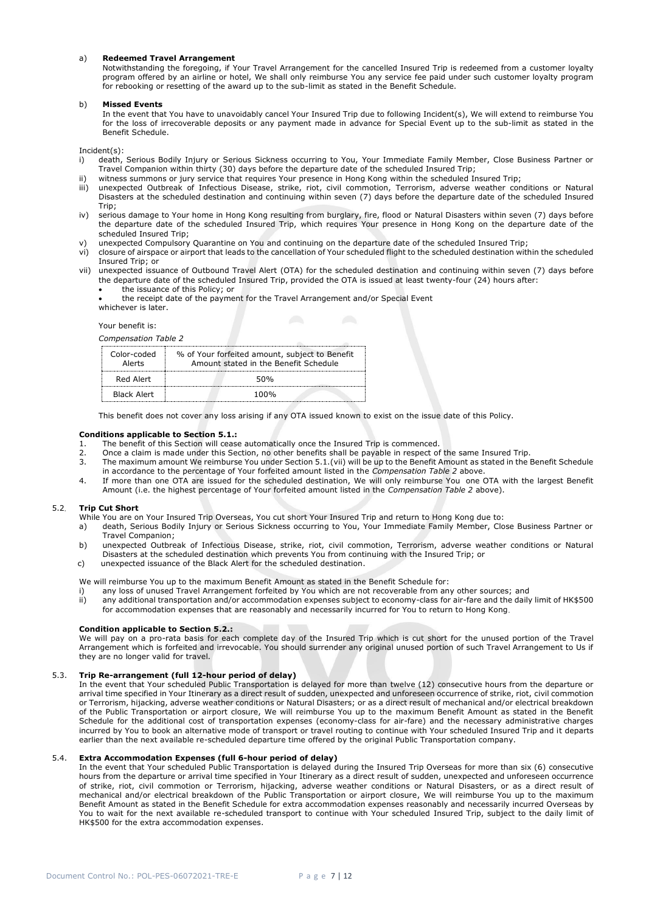a) **Redeemed Travel Arrangement**

Notwithstanding the foregoing, if Your Travel Arrangement for the cancelled Insured Trip is redeemed from a customer loyalty program offered by an airline or hotel, We shall only reimburse You any service fee paid under such customer loyalty program for rebooking or resetting of the award up to the sub-limit as stated in the Benefit Schedule.

b) **Missed Events**

In the event that You have to unavoidably cancel Your Insured Trip due to following Incident(s), We will extend to reimburse You for the loss of irrecoverable deposits or any payment made in advance for Special Event up to the sub-limit as stated in the Benefit Schedule.

Incident(s):

i) death, Serious Bodily Injury or Serious Sickness occurring to You, Your Immediate Family Member, Close Business Partner or Travel Companion within thirty (30) days before the departure date of the scheduled Insured Trip;
ii) witness summons or jury service that requires Your presence in Hong Kong within the scheduled Insured Trip;
iii) unexpected Outbreak of Infectious Disease, strike, riot, civil commotion, Terrorism, adverse weather conditions or Natural Disasters at the scheduled destination and continuing within seven (7) days before the departure date of the scheduled Insured Trip;
iv) serious damage to Your home in Hong Kong resulting from burglary, fire, flood or Natural Disasters within seven (7) days before the departure date of the scheduled Insured Trip, which requires Your presence in Hong Kong on the departure date of the scheduled Insured Trip;
v) unexpected Compulsory Quarantine on You and continuing on the departure date of the scheduled Insured Trip;
vi) closure of airspace or airport that leads to the cancellation of Your scheduled flight to the scheduled destination within the scheduled Insured Trip; or
vii) unexpected issuance of Outbound Travel Alert (OTA) for the scheduled destination and continuing within seven (7) days before the departure date of the scheduled Insured Trip, provided the OTA is issued at least twenty-four (24) hours after:
    - the issuance of this Policy; or
    - the receipt date of the payment for the Travel Arrangement and/or Special Event

    whichever is later.

Your benefit is:

*Compensation Table 2*

| Color-coded Alerts | % of Your forfeited amount, subject to Benefit Amount stated in the Benefit Schedule |
|---|---|
| Red Alert | 50% |
| Black Alert | 100% |

This benefit does not cover any loss arising if any OTA issued known to exist on the issue date of this Policy.

**Conditions applicable to Section 5.1.:**

1. The benefit of this Section will cease automatically once the Insured Trip is commenced.
2. Once a claim is made under this Section, no other benefits shall be payable in respect of the same Insured Trip.
3. The maximum amount We reimburse You under Section 5.1.(vii) will be up to the Benefit Amount as stated in the Benefit Schedule in accordance to the percentage of Your forfeited amount listed in the *Compensation Table 2* above.
4. If more than one OTA are issued for the scheduled destination, We will only reimburse You one OTA with the largest Benefit Amount (i.e. the highest percentage of Your forfeited amount listed in the *Compensation Table 2* above).

## 5.2. Trip Cut Short

While You are on Your Insured Trip Overseas, You cut short Your Insured Trip and return to Hong Kong due to:

a) death, Serious Bodily Injury or Serious Sickness occurring to You, Your Immediate Family Member, Close Business Partner or Travel Companion;
b) unexpected Outbreak of Infectious Disease, strike, riot, civil commotion, Terrorism, adverse weather conditions or Natural Disasters at the scheduled destination which prevents You from continuing with the Insured Trip; or
c) unexpected issuance of the Black Alert for the scheduled destination.

We will reimburse You up to the maximum Benefit Amount as stated in the Benefit Schedule for:

i) any loss of unused Travel Arrangement forfeited by You which are not recoverable from any other sources; and
ii) any additional transportation and/or accommodation expenses subject to economy-class for air-fare and the daily limit of HK$500 for accommodation expenses that are reasonably and necessarily incurred for You to return to Hong Kong.

**Condition applicable to Section 5.2.:**

We will pay on a pro-rata basis for each complete day of the Insured Trip which is cut short for the unused portion of the Travel Arrangement which is forfeited and irrevocable. You should surrender any original unused portion of such Travel Arrangement to Us if they are no longer valid for travel.

## 5.3. Trip Re-arrangement (full 12-hour period of delay)

In the event that Your scheduled Public Transportation is delayed for more than twelve (12) consecutive hours from the departure or arrival time specified in Your Itinerary as a direct result of sudden, unexpected and unforeseen occurrence of strike, riot, civil commotion or Terrorism, hijacking, adverse weather conditions or Natural Disasters; or as a direct result of mechanical and/or electrical breakdown of the Public Transportation or airport closure, We will reimburse You up to the maximum Benefit Amount as stated in the Benefit Schedule for the additional cost of transportation expenses (economy-class for air-fare) and the necessary administrative charges incurred by You to book an alternative mode of transport or travel routing to continue with Your scheduled Insured Trip and it departs earlier than the next available re-scheduled departure time offered by the original Public Transportation company.

## 5.4. Extra Accommodation Expenses (full 6-hour period of delay)

In the event that Your scheduled Public Transportation is delayed during the Insured Trip Overseas for more than six (6) consecutive hours from the departure or arrival time specified in Your Itinerary as a direct result of sudden, unexpected and unforeseen occurrence of strike, riot, civil commotion or Terrorism, hijacking, adverse weather conditions or Natural Disasters, or as a direct result of mechanical and/or electrical breakdown of the Public Transportation or airport closure, We will reimburse You up to the maximum Benefit Amount as stated in the Benefit Schedule for extra accommodation expenses reasonably and necessarily incurred Overseas by You to wait for the next available re-scheduled transport to continue with Your scheduled Insured Trip, subject to the daily limit of HK$500 for the extra accommodation expenses.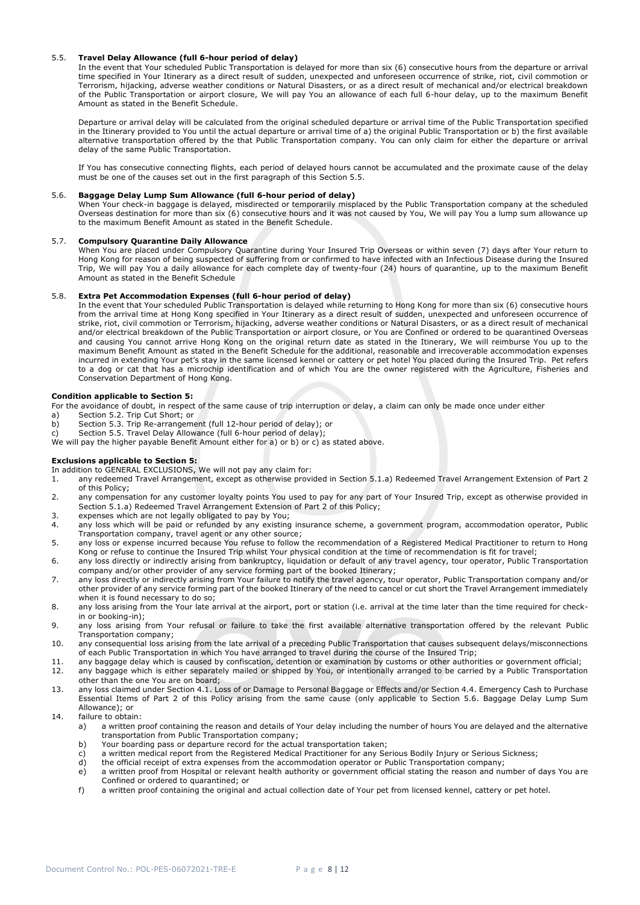### 5.5. Travel Delay Allowance (full 6-hour period of delay)

In the event that Your scheduled Public Transportation is delayed for more than six (6) consecutive hours from the departure or arrival time specified in Your Itinerary as a direct result of sudden, unexpected and unforeseen occurrence of strike, riot, civil commotion or Terrorism, hijacking, adverse weather conditions or Natural Disasters, or as a direct result of mechanical and/or electrical breakdown of the Public Transportation or airport closure, We will pay You an allowance of each full 6-hour delay, up to the maximum Benefit Amount as stated in the Benefit Schedule.

Departure or arrival delay will be calculated from the original scheduled departure or arrival time of the Public Transportation specified in the Itinerary provided to You until the actual departure or arrival time of a) the original Public Transportation or b) the first available alternative transportation offered by the that Public Transportation company. You can only claim for either the departure or arrival delay of the same Public Transportation.

If You has consecutive connecting flights, each period of delayed hours cannot be accumulated and the proximate cause of the delay must be one of the causes set out in the first paragraph of this Section 5.5.

### 5.6. Baggage Delay Lump Sum Allowance (full 6-hour period of delay)

When Your check-in baggage is delayed, misdirected or temporarily misplaced by the Public Transportation company at the scheduled Overseas destination for more than six (6) consecutive hours and it was not caused by You, We will pay You a lump sum allowance up to the maximum Benefit Amount as stated in the Benefit Schedule.

### 5.7. Compulsory Quarantine Daily Allowance

When You are placed under Compulsory Quarantine during Your Insured Trip Overseas or within seven (7) days after Your return to Hong Kong for reason of being suspected of suffering from or confirmed to have infected with an Infectious Disease during the Insured Trip, We will pay You a daily allowance for each complete day of twenty-four (24) hours of quarantine, up to the maximum Benefit Amount as stated in the Benefit Schedule

### 5.8. Extra Pet Accommodation Expenses (full 6-hour period of delay)

In the event that Your scheduled Public Transportation is delayed while returning to Hong Kong for more than six (6) consecutive hours from the arrival time at Hong Kong specified in Your Itinerary as a direct result of sudden, unexpected and unforeseen occurrence of strike, riot, civil commotion or Terrorism, hijacking, adverse weather conditions or Natural Disasters, or as a direct result of mechanical and/or electrical breakdown of the Public Transportation or airport closure, or You are Confined or ordered to be quarantined Overseas and causing You cannot arrive Hong Kong on the original return date as stated in the Itinerary, We will reimburse You up to the maximum Benefit Amount as stated in the Benefit Schedule for the additional, reasonable and irrecoverable accommodation expenses incurred in extending Your pet's stay in the same licensed kennel or cattery or pet hotel You placed during the Insured Trip. Pet refers to a dog or cat that has a microchip identification and of which You are the owner registered with the Agriculture, Fisheries and Conservation Department of Hong Kong.

**Condition applicable to Section 5:**

For the avoidance of doubt, in respect of the same cause of trip interruption or delay, a claim can only be made once under either

a) Section 5.2. Trip Cut Short; or
b) Section 5.3. Trip Re-arrangement (full 12-hour period of delay); or
c) Section 5.5. Travel Delay Allowance (full 6-hour period of delay);

We will pay the higher payable Benefit Amount either for a) or b) or c) as stated above.

**Exclusions applicable to Section 5:**

In addition to GENERAL EXCLUSIONS, We will not pay any claim for:

1. any redeemed Travel Arrangement, except as otherwise provided in Section 5.1.a) Redeemed Travel Arrangement Extension of Part 2 of this Policy;
2. any compensation for any customer loyalty points You used to pay for any part of Your Insured Trip, except as otherwise provided in Section 5.1.a) Redeemed Travel Arrangement Extension of Part 2 of this Policy;
3. expenses which are not legally obligated to pay by You;
4. any loss which will be paid or refunded by any existing insurance scheme, a government program, accommodation operator, Public Transportation company, travel agent or any other source;
5. any loss or expense incurred because You refuse to follow the recommendation of a Registered Medical Practitioner to return to Hong Kong or refuse to continue the Insured Trip whilst Your physical condition at the time of recommendation is fit for travel;
6. any loss directly or indirectly arising from bankruptcy, liquidation or default of any travel agency, tour operator, Public Transportation company and/or other provider of any service forming part of the booked Itinerary;
7. any loss directly or indirectly arising from Your failure to notify the travel agency, tour operator, Public Transportation company and/or other provider of any service forming part of the booked Itinerary of the need to cancel or cut short the Travel Arrangement immediately when it is found necessary to do so;
8. any loss arising from the Your late arrival at the airport, port or station (i.e. arrival at the time later than the time required for check-in or booking-in);
9. any loss arising from Your refusal or failure to take the first available alternative transportation offered by the relevant Public Transportation company;
10. any consequential loss arising from the late arrival of a preceding Public Transportation that causes subsequent delays/misconnections of each Public Transportation in which You have arranged to travel during the course of the Insured Trip;
11. any baggage delay which is caused by confiscation, detention or examination by customs or other authorities or government official;
12. any baggage which is either separately mailed or shipped by You, or intentionally arranged to be carried by a Public Transportation other than the one You are on board;
13. any loss claimed under Section 4.1. Loss of or Damage to Personal Baggage or Effects and/or Section 4.4. Emergency Cash to Purchase Essential Items of Part 2 of this Policy arising from the same cause (only applicable to Section 5.6. Baggage Delay Lump Sum Allowance); or
14. failure to obtain:
    a) a written proof containing the reason and details of Your delay including the number of hours You are delayed and the alternative transportation from Public Transportation company;
    b) Your boarding pass or departure record for the actual transportation taken;
    c) a written medical report from the Registered Medical Practitioner for any Serious Bodily Injury or Serious Sickness;
    d) the official receipt of extra expenses from the accommodation operator or Public Transportation company;
    e) a written proof from Hospital or relevant health authority or government official stating the reason and number of days You are Confined or ordered to quarantined; or
    f) a written proof containing the original and actual collection date of Your pet from licensed kennel, cattery or pet hotel.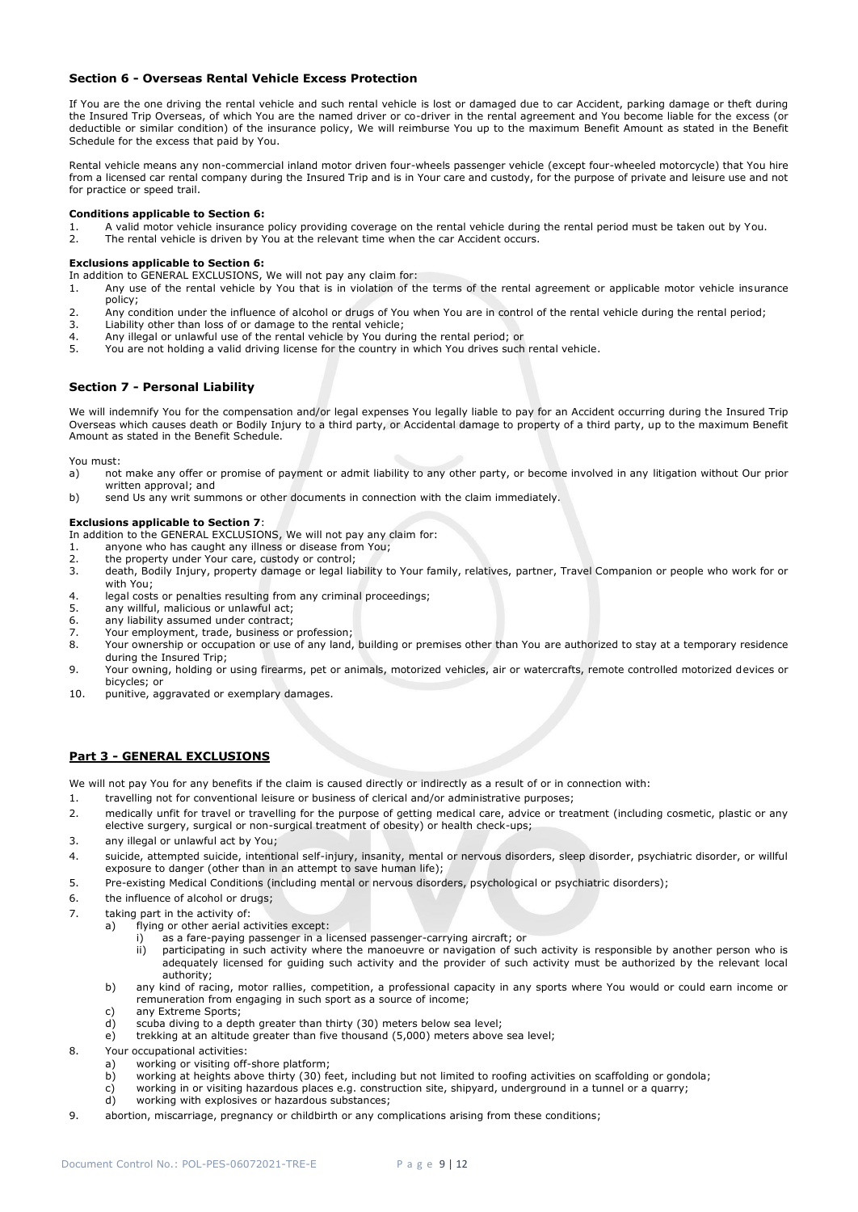### Section 6 - Overseas Rental Vehicle Excess Protection

If You are the one driving the rental vehicle and such rental vehicle is lost or damaged due to car Accident, parking damage or theft during the Insured Trip Overseas, of which You are the named driver or co-driver in the rental agreement and You become liable for the excess (or deductible or similar condition) of the insurance policy, We will reimburse You up to the maximum Benefit Amount as stated in the Benefit Schedule for the excess that paid by You.

Rental vehicle means any non-commercial inland motor driven four-wheels passenger vehicle (except four-wheeled motorcycle) that You hire from a licensed car rental company during the Insured Trip and is in Your care and custody, for the purpose of private and leisure use and not for practice or speed trail.

**Conditions applicable to Section 6:**

1. A valid motor vehicle insurance policy providing coverage on the rental vehicle during the rental period must be taken out by You.
2. The rental vehicle is driven by You at the relevant time when the car Accident occurs.

**Exclusions applicable to Section 6:**

In addition to GENERAL EXCLUSIONS, We will not pay any claim for:

1. Any use of the rental vehicle by You that is in violation of the terms of the rental agreement or applicable motor vehicle insurance policy;
2. Any condition under the influence of alcohol or drugs of You when You are in control of the rental vehicle during the rental period;
3. Liability other than loss of or damage to the rental vehicle;
4. Any illegal or unlawful use of the rental vehicle by You during the rental period; or
5. You are not holding a valid driving license for the country in which You drives such rental vehicle.

### Section 7 - Personal Liability

We will indemnify You for the compensation and/or legal expenses You legally liable to pay for an Accident occurring during the Insured Trip Overseas which causes death or Bodily Injury to a third party, or Accidental damage to property of a third party, up to the maximum Benefit Amount as stated in the Benefit Schedule.

You must:

a) not make any offer or promise of payment or admit liability to any other party, or become involved in any litigation without Our prior written approval; and
b) send Us any writ summons or other documents in connection with the claim immediately.

**Exclusions applicable to Section 7**:

In addition to the GENERAL EXCLUSIONS, We will not pay any claim for:

1. anyone who has caught any illness or disease from You;
2. the property under Your care, custody or control;
3. death, Bodily Injury, property damage or legal liability to Your family, relatives, partner, Travel Companion or people who work for or with You;
4. legal costs or penalties resulting from any criminal proceedings;
5. any willful, malicious or unlawful act;
6. any liability assumed under contract;
7. Your employment, trade, business or profession;
8. Your ownership or occupation or use of any land, building or premises other than You are authorized to stay at a temporary residence during the Insured Trip;
9. Your owning, holding or using firearms, pet or animals, motorized vehicles, air or watercrafts, remote controlled motorized devices or bicycles; or
10. punitive, aggravated or exemplary damages.

## Part 3 - GENERAL EXCLUSIONS

We will not pay You for any benefits if the claim is caused directly or indirectly as a result of or in connection with:

1. travelling not for conventional leisure or business of clerical and/or administrative purposes;
2. medically unfit for travel or travelling for the purpose of getting medical care, advice or treatment (including cosmetic, plastic or any elective surgery, surgical or non-surgical treatment of obesity) or health check-ups;
3. any illegal or unlawful act by You;
4. suicide, attempted suicide, intentional self-injury, insanity, mental or nervous disorders, sleep disorder, psychiatric disorder, or willful exposure to danger (other than in an attempt to save human life);
5. Pre-existing Medical Conditions (including mental or nervous disorders, psychological or psychiatric disorders);
6. the influence of alcohol or drugs;
7. taking part in the activity of:
   a) flying or other aerial activities except:
      i) as a fare-paying passenger in a licensed passenger-carrying aircraft; or
      ii) participating in such activity where the manoeuvre or navigation of such activity is responsible by another person who is adequately licensed for guiding such activity and the provider of such activity must be authorized by the relevant local authority;
   b) any kind of racing, motor rallies, competition, a professional capacity in any sports where You would or could earn income or remuneration from engaging in such sport as a source of income;
   c) any Extreme Sports;
   d) scuba diving to a depth greater than thirty (30) meters below sea level;
   e) trekking at an altitude greater than five thousand (5,000) meters above sea level;
8. Your occupational activities:
   a) working or visiting off-shore platform;
   b) working at heights above thirty (30) feet, including but not limited to roofing activities on scaffolding or gondola;
   c) working in or visiting hazardous places e.g. construction site, shipyard, underground in a tunnel or a quarry;
   d) working with explosives or hazardous substances;
9. abortion, miscarriage, pregnancy or childbirth or any complications arising from these conditions;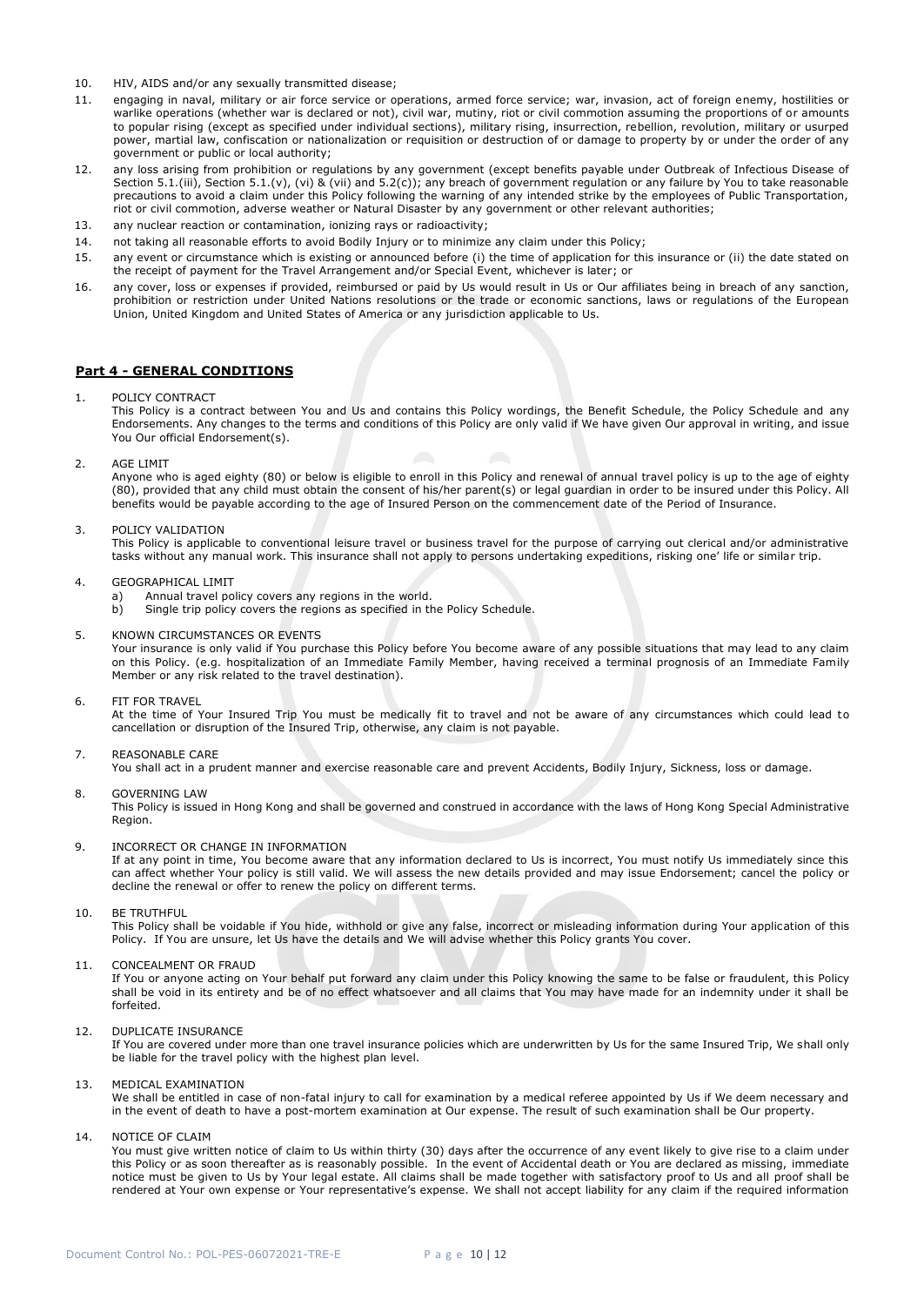10. HIV, AIDS and/or any sexually transmitted disease;
11. engaging in naval, military or air force service or operations, armed force service; war, invasion, act of foreign enemy, hostilities or warlike operations (whether war is declared or not), civil war, mutiny, riot or civil commotion assuming the proportions of or amounts to popular rising (except as specified under individual sections), military rising, insurrection, rebellion, revolution, military or usurped power, martial law, confiscation or nationalization or requisition or destruction of or damage to property by or under the order of any government or public or local authority;
12. any loss arising from prohibition or regulations by any government (except benefits payable under Outbreak of Infectious Disease of Section 5.1.(iii), Section 5.1.(v), (vi) & (vii) and 5.2(c)); any breach of government regulation or any failure by You to take reasonable precautions to avoid a claim under this Policy following the warning of any intended strike by the employees of Public Transportation, riot or civil commotion, adverse weather or Natural Disaster by any government or other relevant authorities;
13. any nuclear reaction or contamination, ionizing rays or radioactivity;
14. not taking all reasonable efforts to avoid Bodily Injury or to minimize any claim under this Policy;
15. any event or circumstance which is existing or announced before (i) the time of application for this insurance or (ii) the date stated on the receipt of payment for the Travel Arrangement and/or Special Event, whichever is later; or
16. any cover, loss or expenses if provided, reimbursed or paid by Us would result in Us or Our affiliates being in breach of any sanction, prohibition or restriction under United Nations resolutions or the trade or economic sanctions, laws or regulations of the European Union, United Kingdom and United States of America or any jurisdiction applicable to Us.

## Part 4 - GENERAL CONDITIONS

1. POLICY CONTRACT
   This Policy is a contract between You and Us and contains this Policy wordings, the Benefit Schedule, the Policy Schedule and any Endorsements. Any changes to the terms and conditions of this Policy are only valid if We have given Our approval in writing, and issue You Our official Endorsement(s).

2. AGE LIMIT
   Anyone who is aged eighty (80) or below is eligible to enroll in this Policy and renewal of annual travel policy is up to the age of eighty (80), provided that any child must obtain the consent of his/her parent(s) or legal guardian in order to be insured under this Policy. All benefits would be payable according to the age of Insured Person on the commencement date of the Period of Insurance.

3. POLICY VALIDATION
   This Policy is applicable to conventional leisure travel or business travel for the purpose of carrying out clerical and/or administrative tasks without any manual work. This insurance shall not apply to persons undertaking expeditions, risking one' life or similar trip.

4. GEOGRAPHICAL LIMIT
   a) Annual travel policy covers any regions in the world.
   b) Single trip policy covers the regions as specified in the Policy Schedule.

5. KNOWN CIRCUMSTANCES OR EVENTS
   Your insurance is only valid if You purchase this Policy before You become aware of any possible situations that may lead to any claim on this Policy. (e.g. hospitalization of an Immediate Family Member, having received a terminal prognosis of an Immediate Family Member or any risk related to the travel destination).

6. FIT FOR TRAVEL
   At the time of Your Insured Trip You must be medically fit to travel and not be aware of any circumstances which could lead to cancellation or disruption of the Insured Trip, otherwise, any claim is not payable.

7. REASONABLE CARE
   You shall act in a prudent manner and exercise reasonable care and prevent Accidents, Bodily Injury, Sickness, loss or damage.

8. GOVERNING LAW
   This Policy is issued in Hong Kong and shall be governed and construed in accordance with the laws of Hong Kong Special Administrative Region.

9. INCORRECT OR CHANGE IN INFORMATION
   If at any point in time, You become aware that any information declared to Us is incorrect, You must notify Us immediately since this can affect whether Your policy is still valid. We will assess the new details provided and may issue Endorsement; cancel the policy or decline the renewal or offer to renew the policy on different terms.

10. BE TRUTHFUL
    This Policy shall be voidable if You hide, withhold or give any false, incorrect or misleading information during Your application of this Policy. If You are unsure, let Us have the details and We will advise whether this Policy grants You cover.

11. CONCEALMENT OR FRAUD
    If You or anyone acting on Your behalf put forward any claim under this Policy knowing the same to be false or fraudulent, this Policy shall be void in its entirety and be of no effect whatsoever and all claims that You may have made for an indemnity under it shall be forfeited.

12. DUPLICATE INSURANCE
    If You are covered under more than one travel insurance policies which are underwritten by Us for the same Insured Trip, We shall only be liable for the travel policy with the highest plan level.

13. MEDICAL EXAMINATION
    We shall be entitled in case of non-fatal injury to call for examination by a medical referee appointed by Us if We deem necessary and in the event of death to have a post-mortem examination at Our expense. The result of such examination shall be Our property.

14. NOTICE OF CLAIM
    You must give written notice of claim to Us within thirty (30) days after the occurrence of any event likely to give rise to a claim under this Policy or as soon thereafter as is reasonably possible. In the event of Accidental death or You are declared as missing, immediate notice must be given to Us by Your legal estate. All claims shall be made together with satisfactory proof to Us and all proof shall be rendered at Your own expense or Your representative's expense. We shall not accept liability for any claim if the required information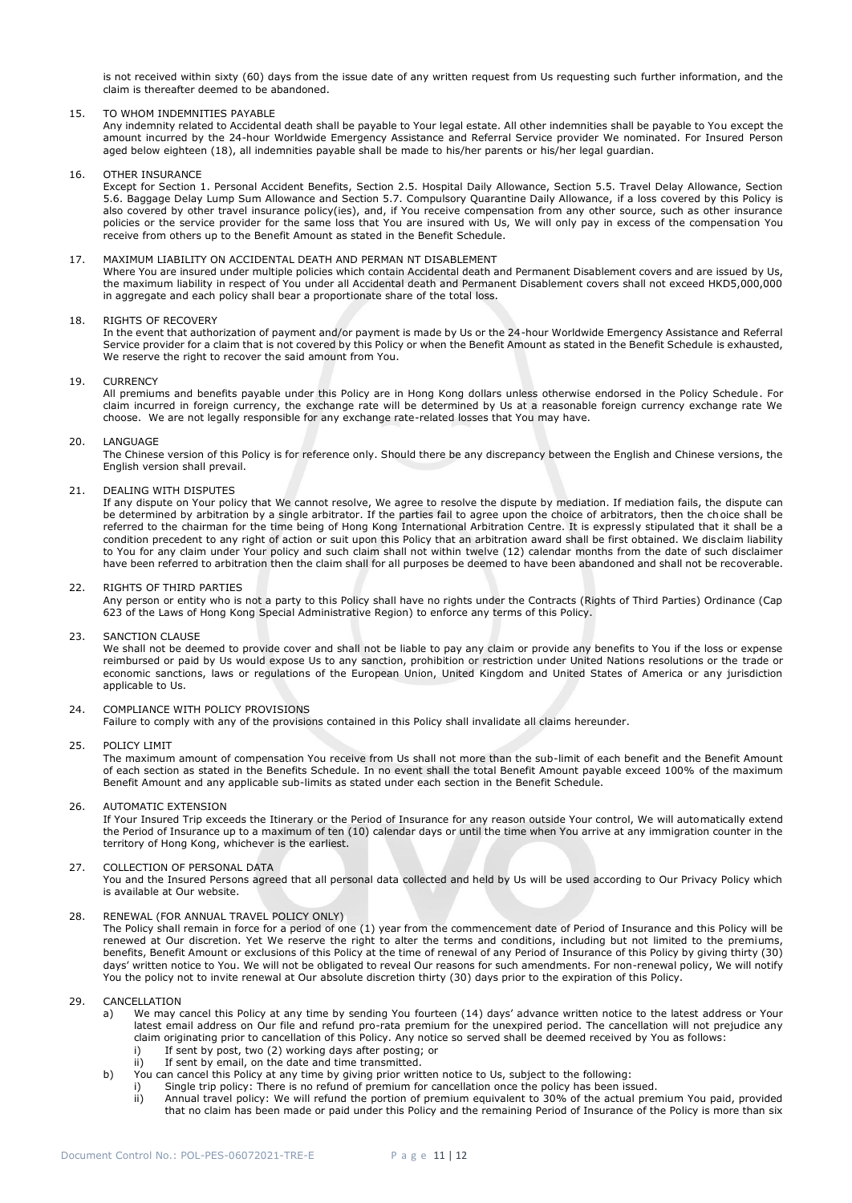is not received within sixty (60) days from the issue date of any written request from Us requesting such further information, and the claim is thereafter deemed to be abandoned.

15. TO WHOM INDEMNITIES PAYABLE
Any indemnity related to Accidental death shall be payable to Your legal estate. All other indemnities shall be payable to You except the amount incurred by the 24-hour Worldwide Emergency Assistance and Referral Service provider We nominated. For Insured Person aged below eighteen (18), all indemnities payable shall be made to his/her parents or his/her legal guardian.

16. OTHER INSURANCE
Except for Section 1. Personal Accident Benefits, Section 2.5. Hospital Daily Allowance, Section 5.5. Travel Delay Allowance, Section 5.6. Baggage Delay Lump Sum Allowance and Section 5.7. Compulsory Quarantine Daily Allowance, if a loss covered by this Policy is also covered by other travel insurance policy(ies), and, if You receive compensation from any other source, such as other insurance policies or the service provider for the same loss that You are insured with Us, We will only pay in excess of the compensation You receive from others up to the Benefit Amount as stated in the Benefit Schedule.

17. MAXIMUM LIABILITY ON ACCIDENTAL DEATH AND PERMAN NT DISABLEMENT
Where You are insured under multiple policies which contain Accidental death and Permanent Disablement covers and are issued by Us, the maximum liability in respect of You under all Accidental death and Permanent Disablement covers shall not exceed HKD5,000,000 in aggregate and each policy shall bear a proportionate share of the total loss.

18. RIGHTS OF RECOVERY
In the event that authorization of payment and/or payment is made by Us or the 24-hour Worldwide Emergency Assistance and Referral Service provider for a claim that is not covered by this Policy or when the Benefit Amount as stated in the Benefit Schedule is exhausted, We reserve the right to recover the said amount from You.

19. CURRENCY
All premiums and benefits payable under this Policy are in Hong Kong dollars unless otherwise endorsed in the Policy Schedule. For claim incurred in foreign currency, the exchange rate will be determined by Us at a reasonable foreign currency exchange rate We choose. We are not legally responsible for any exchange rate-related losses that You may have.

20. LANGUAGE
The Chinese version of this Policy is for reference only. Should there be any discrepancy between the English and Chinese versions, the English version shall prevail.

21. DEALING WITH DISPUTES
If any dispute on Your policy that We cannot resolve, We agree to resolve the dispute by mediation. If mediation fails, the dispute can be determined by arbitration by a single arbitrator. If the parties fail to agree upon the choice of arbitrators, then the choice shall be referred to the chairman for the time being of Hong Kong International Arbitration Centre. It is expressly stipulated that it shall be a condition precedent to any right of action or suit upon this Policy that an arbitration award shall be first obtained. We disclaim liability to You for any claim under Your policy and such claim shall not within twelve (12) calendar months from the date of such disclaimer have been referred to arbitration then the claim shall for all purposes be deemed to have been abandoned and shall not be recoverable.

22. RIGHTS OF THIRD PARTIES
Any person or entity who is not a party to this Policy shall have no rights under the Contracts (Rights of Third Parties) Ordinance (Cap 623 of the Laws of Hong Kong Special Administrative Region) to enforce any terms of this Policy.

23. SANCTION CLAUSE
We shall not be deemed to provide cover and shall not be liable to pay any claim or provide any benefits to You if the loss or expense reimbursed or paid by Us would expose Us to any sanction, prohibition or restriction under United Nations resolutions or the trade or economic sanctions, laws or regulations of the European Union, United Kingdom and United States of America or any jurisdiction applicable to Us.

24. COMPLIANCE WITH POLICY PROVISIONS
Failure to comply with any of the provisions contained in this Policy shall invalidate all claims hereunder.

25. POLICY LIMIT
The maximum amount of compensation You receive from Us shall not more than the sub-limit of each benefit and the Benefit Amount of each section as stated in the Benefits Schedule. In no event shall the total Benefit Amount payable exceed 100% of the maximum Benefit Amount and any applicable sub-limits as stated under each section in the Benefit Schedule.

26. AUTOMATIC EXTENSION
If Your Insured Trip exceeds the Itinerary or the Period of Insurance for any reason outside Your control, We will automatically extend the Period of Insurance up to a maximum of ten (10) calendar days or until the time when You arrive at any immigration counter in the territory of Hong Kong, whichever is the earliest.

27. COLLECTION OF PERSONAL DATA
You and the Insured Persons agreed that all personal data collected and held by Us will be used according to Our Privacy Policy which is available at Our website.

28. RENEWAL (FOR ANNUAL TRAVEL POLICY ONLY)
The Policy shall remain in force for a period of one (1) year from the commencement date of Period of Insurance and this Policy will be renewed at Our discretion. Yet We reserve the right to alter the terms and conditions, including but not limited to the premiums, benefits, Benefit Amount or exclusions of this Policy at the time of renewal of any Period of Insurance of this Policy by giving thirty (30) days' written notice to You. We will not be obligated to reveal Our reasons for such amendments. For non-renewal policy, We will notify You the policy not to invite renewal at Our absolute discretion thirty (30) days prior to the expiration of this Policy.

29. CANCELLATION
   a) We may cancel this Policy at any time by sending You fourteen (14) days' advance written notice to the latest address or Your latest email address on Our file and refund pro-rata premium for the unexpired period. The cancellation will not prejudice any claim originating prior to cancellation of this Policy. Any notice so served shall be deemed received by You as follows:
      i) If sent by post, two (2) working days after posting; or
      ii) If sent by email, on the date and time transmitted.
   b) You can cancel this Policy at any time by giving prior written notice to Us, subject to the following:
      i) Single trip policy: There is no refund of premium for cancellation once the policy has been issued.
      ii) Annual travel policy: We will refund the portion of premium equivalent to 30% of the actual premium You paid, provided that no claim has been made or paid under this Policy and the remaining Period of Insurance of the Policy is more than six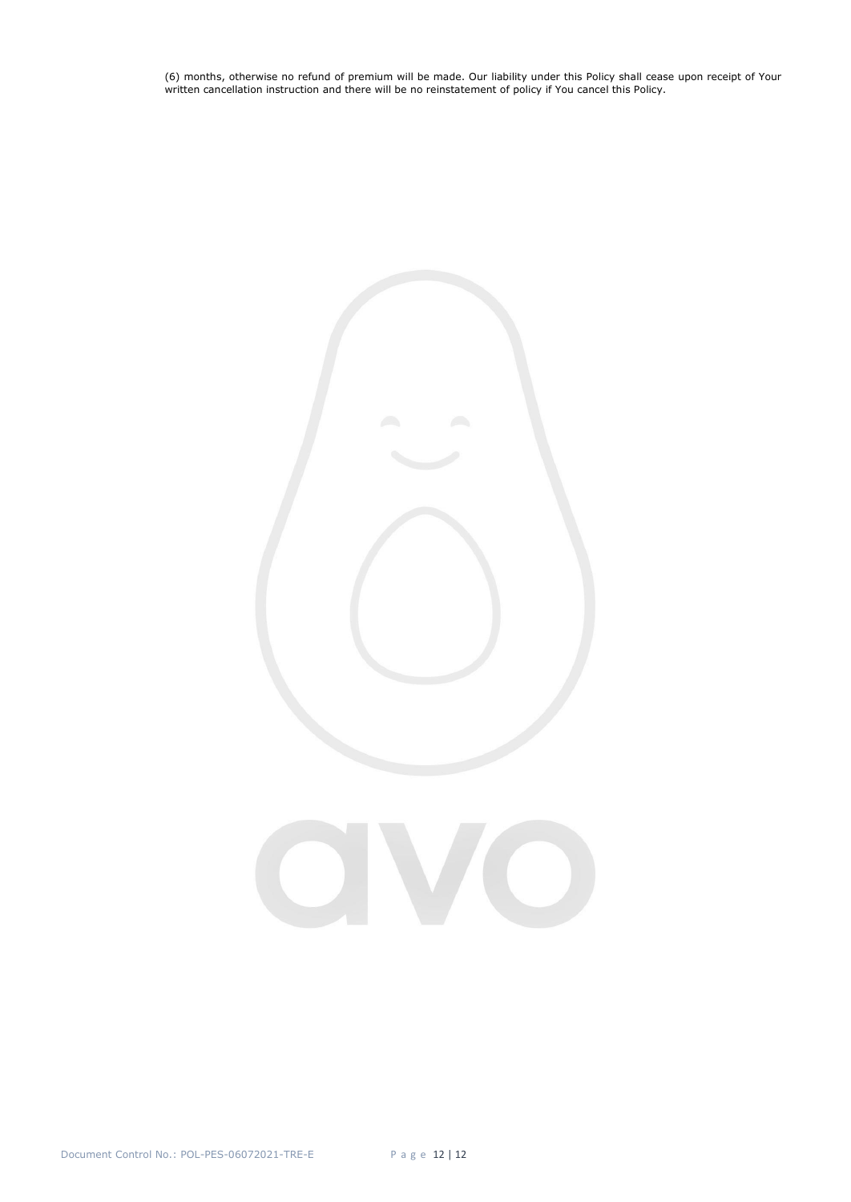(6) months, otherwise no refund of premium will be made. Our liability under this Policy shall cease upon receipt of Your written cancellation instruction and there will be no reinstatement of policy if You cancel this Policy.